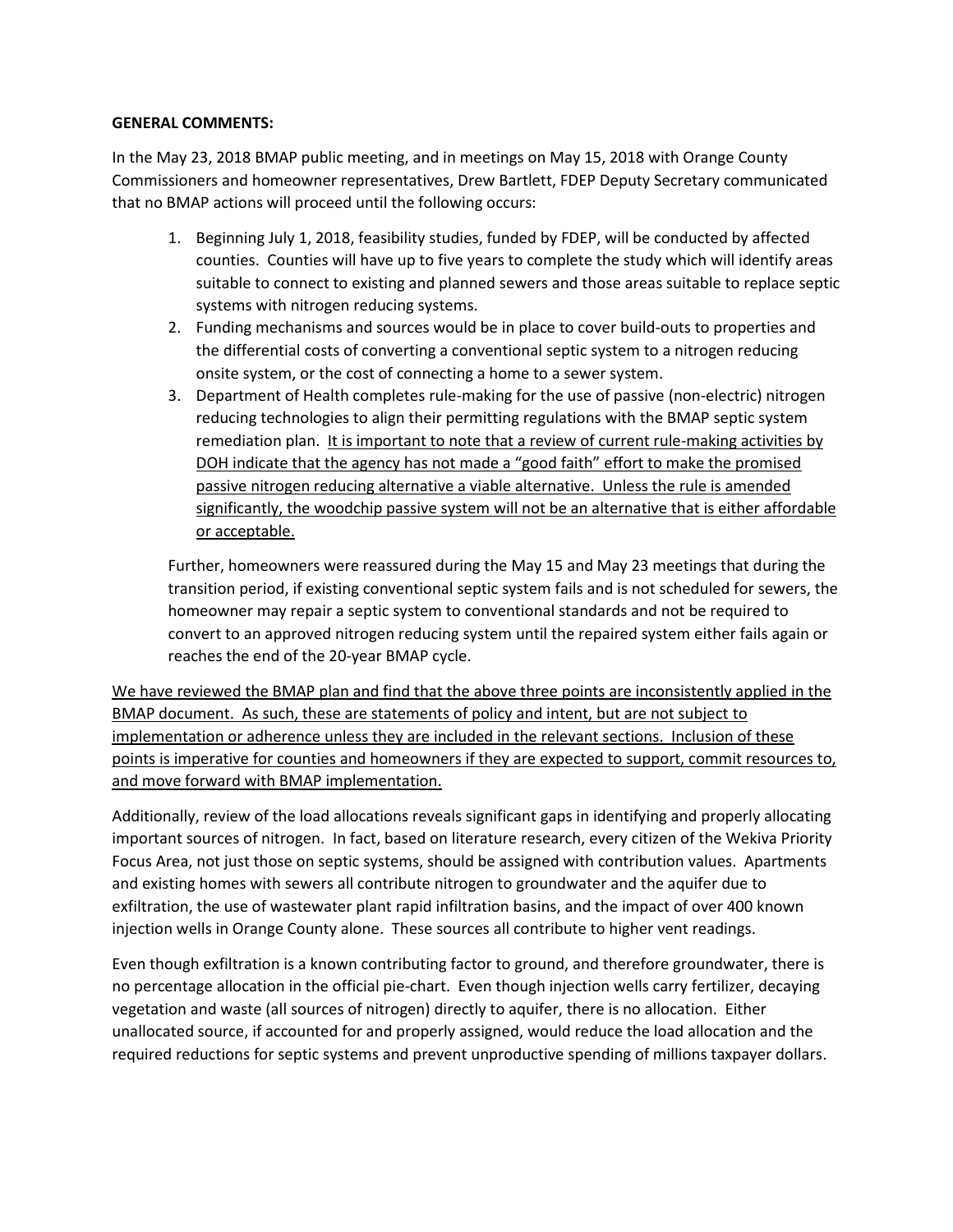**GENERAL COMMENTS:**

In the May 23, 2018 BMAP public meeting, and in meetings on May 15, 2018 with Orange County Commissioners and homeowner representatives, Drew Bartlett, FDEP Deputy Secretary communicated that no BMAP actions will proceed until the following occurs:

1. Beginning July 1, 2018, feasibility studies, funded by FDEP, will be conducted by affected counties. Counties will have up to five years to complete the study which will identify areas suitable to connect to existing and planned sewers and those areas suitable to replace septic systems with nitrogen reducing systems.
2. Funding mechanisms and sources would be in place to cover build-outs to properties and the differential costs of converting a conventional septic system to a nitrogen reducing onsite system, or the cost of connecting a home to a sewer system.
3. Department of Health completes rule-making for the use of passive (non-electric) nitrogen reducing technologies to align their permitting regulations with the BMAP septic system remediation plan. <u>It is important to note that a review of current rule-making activities by DOH indicate that the agency has not made a "good faith" effort to make the promised passive nitrogen reducing alternative a viable alternative. Unless the rule is amended significantly, the woodchip passive system will not be an alternative that is either affordable or acceptable.</u>

   Further, homeowners were reassured during the May 15 and May 23 meetings that during the transition period, if existing conventional septic system fails and is not scheduled for sewers, the homeowner may repair a septic system to conventional standards and not be required to convert to an approved nitrogen reducing system until the repaired system either fails again or reaches the end of the 20-year BMAP cycle.

<u>We have reviewed the BMAP plan and find that the above three points are inconsistently applied in the BMAP document. As such, these are statements of policy and intent, but are not subject to implementation or adherence unless they are included in the relevant sections. Inclusion of these points is imperative for counties and homeowners if they are expected to support, commit resources to, and move forward with BMAP implementation.</u>

Additionally, review of the load allocations reveals significant gaps in identifying and properly allocating important sources of nitrogen. In fact, based on literature research, every citizen of the Wekiva Priority Focus Area, not just those on septic systems, should be assigned with contribution values. Apartments and existing homes with sewers all contribute nitrogen to groundwater and the aquifer due to exfiltration, the use of wastewater plant rapid infiltration basins, and the impact of over 400 known injection wells in Orange County alone. These sources all contribute to higher vent readings.

Even though exfiltration is a known contributing factor to ground, and therefore groundwater, there is no percentage allocation in the official pie-chart. Even though injection wells carry fertilizer, decaying vegetation and waste (all sources of nitrogen) directly to aquifer, there is no allocation. Either unallocated source, if accounted for and properly assigned, would reduce the load allocation and the required reductions for septic systems and prevent unproductive spending of millions taxpayer dollars.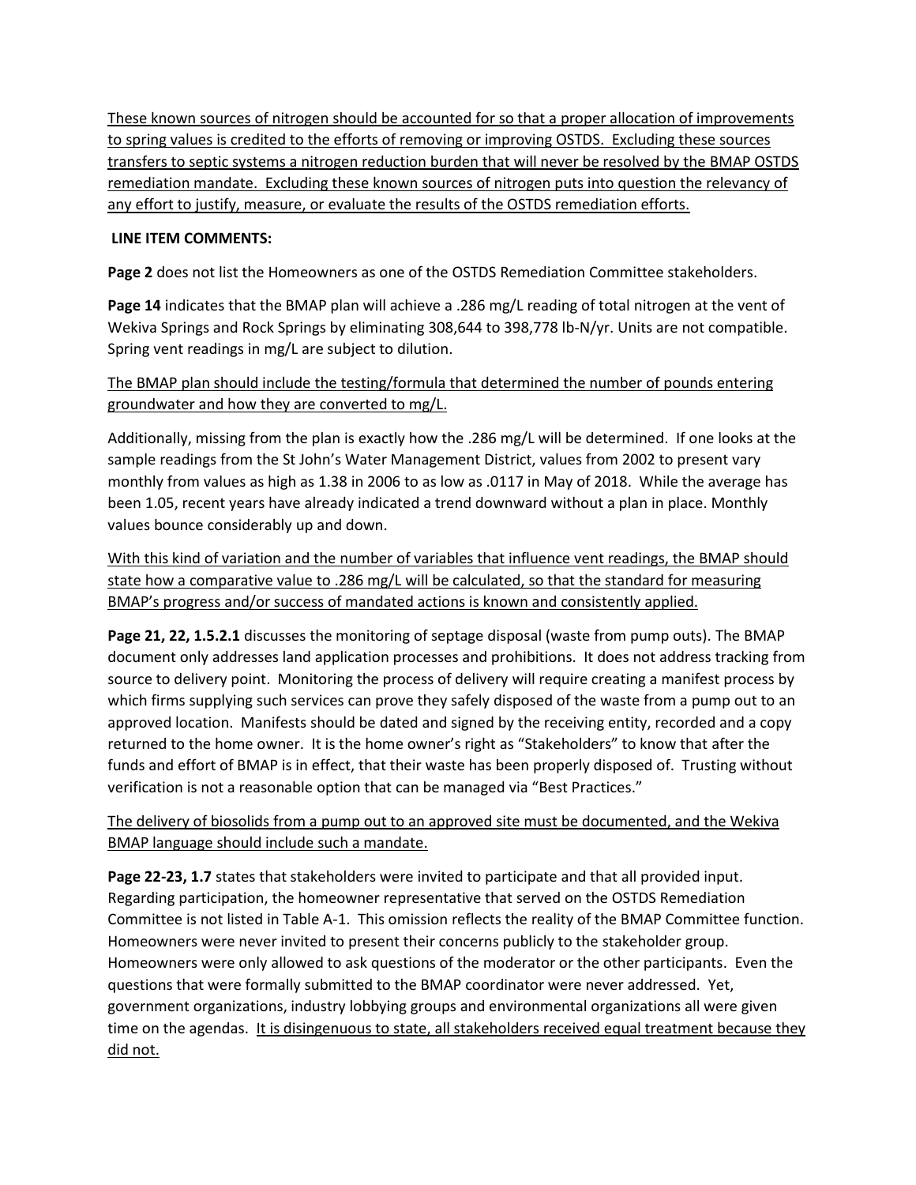<u>These known sources of nitrogen should be accounted for so that a proper allocation of improvements to spring values is credited to the efforts of removing or improving OSTDS. Excluding these sources transfers to septic systems a nitrogen reduction burden that will never be resolved by the BMAP OSTDS remediation mandate. Excluding these known sources of nitrogen puts into question the relevancy of any effort to justify, measure, or evaluate the results of the OSTDS remediation efforts.</u>

**LINE ITEM COMMENTS:**

**Page 2** does not list the Homeowners as one of the OSTDS Remediation Committee stakeholders.

**Page 14** indicates that the BMAP plan will achieve a .286 mg/L reading of total nitrogen at the vent of Wekiva Springs and Rock Springs by eliminating 308,644 to 398,778 lb-N/yr. Units are not compatible. Spring vent readings in mg/L are subject to dilution.

<u>The BMAP plan should include the testing/formula that determined the number of pounds entering groundwater and how they are converted to mg/L.</u>

Additionally, missing from the plan is exactly how the .286 mg/L will be determined. If one looks at the sample readings from the St John's Water Management District, values from 2002 to present vary monthly from values as high as 1.38 in 2006 to as low as .0117 in May of 2018. While the average has been 1.05, recent years have already indicated a trend downward without a plan in place. Monthly values bounce considerably up and down.

<u>With this kind of variation and the number of variables that influence vent readings, the BMAP should state how a comparative value to .286 mg/L will be calculated, so that the standard for measuring BMAP's progress and/or success of mandated actions is known and consistently applied.</u>

**Page 21, 22, 1.5.2.1** discusses the monitoring of septage disposal (waste from pump outs). The BMAP document only addresses land application processes and prohibitions. It does not address tracking from source to delivery point. Monitoring the process of delivery will require creating a manifest process by which firms supplying such services can prove they safely disposed of the waste from a pump out to an approved location. Manifests should be dated and signed by the receiving entity, recorded and a copy returned to the home owner. It is the home owner's right as "Stakeholders" to know that after the funds and effort of BMAP is in effect, that their waste has been properly disposed of. Trusting without verification is not a reasonable option that can be managed via "Best Practices."

<u>The delivery of biosolids from a pump out to an approved site must be documented, and the Wekiva BMAP language should include such a mandate.</u>

**Page 22-23, 1.7** states that stakeholders were invited to participate and that all provided input. Regarding participation, the homeowner representative that served on the OSTDS Remediation Committee is not listed in Table A-1. This omission reflects the reality of the BMAP Committee function. Homeowners were never invited to present their concerns publicly to the stakeholder group. Homeowners were only allowed to ask questions of the moderator or the other participants. Even the questions that were formally submitted to the BMAP coordinator were never addressed. Yet, government organizations, industry lobbying groups and environmental organizations all were given time on the agendas. <u>It is disingenuous to state, all stakeholders received equal treatment because they did not.</u>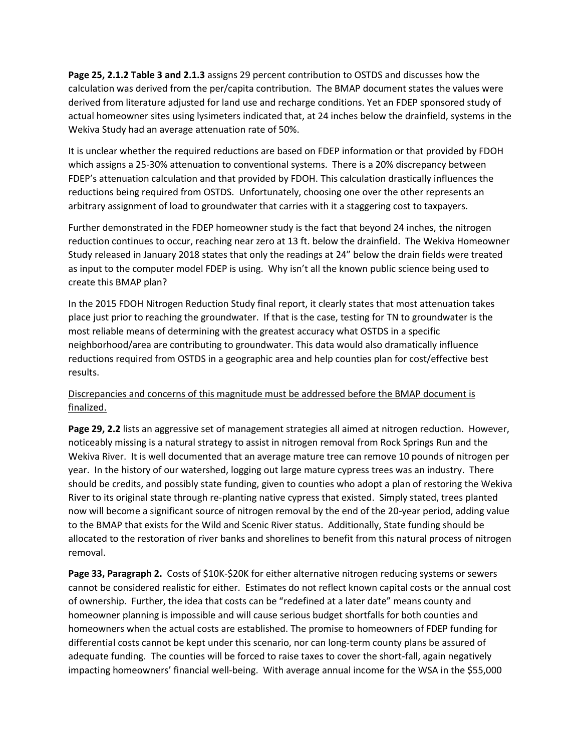**Page 25, 2.1.2 Table 3 and 2.1.3** assigns 29 percent contribution to OSTDS and discusses how the calculation was derived from the per/capita contribution. The BMAP document states the values were derived from literature adjusted for land use and recharge conditions. Yet an FDEP sponsored study of actual homeowner sites using lysimeters indicated that, at 24 inches below the drainfield, systems in the Wekiva Study had an average attenuation rate of 50%.

It is unclear whether the required reductions are based on FDEP information or that provided by FDOH which assigns a 25-30% attenuation to conventional systems. There is a 20% discrepancy between FDEP's attenuation calculation and that provided by FDOH. This calculation drastically influences the reductions being required from OSTDS. Unfortunately, choosing one over the other represents an arbitrary assignment of load to groundwater that carries with it a staggering cost to taxpayers.

Further demonstrated in the FDEP homeowner study is the fact that beyond 24 inches, the nitrogen reduction continues to occur, reaching near zero at 13 ft. below the drainfield. The Wekiva Homeowner Study released in January 2018 states that only the readings at 24" below the drain fields were treated as input to the computer model FDEP is using. Why isn't all the known public science being used to create this BMAP plan?

In the 2015 FDOH Nitrogen Reduction Study final report, it clearly states that most attenuation takes place just prior to reaching the groundwater. If that is the case, testing for TN to groundwater is the most reliable means of determining with the greatest accuracy what OSTDS in a specific neighborhood/area are contributing to groundwater. This data would also dramatically influence reductions required from OSTDS in a geographic area and help counties plan for cost/effective best results.

<u>Discrepancies and concerns of this magnitude must be addressed before the BMAP document is finalized.</u>

**Page 29, 2.2** lists an aggressive set of management strategies all aimed at nitrogen reduction. However, noticeably missing is a natural strategy to assist in nitrogen removal from Rock Springs Run and the Wekiva River. It is well documented that an average mature tree can remove 10 pounds of nitrogen per year. In the history of our watershed, logging out large mature cypress trees was an industry. There should be credits, and possibly state funding, given to counties who adopt a plan of restoring the Wekiva River to its original state through re-planting native cypress that existed. Simply stated, trees planted now will become a significant source of nitrogen removal by the end of the 20-year period, adding value to the BMAP that exists for the Wild and Scenic River status. Additionally, State funding should be allocated to the restoration of river banks and shorelines to benefit from this natural process of nitrogen removal.

**Page 33, Paragraph 2.** Costs of $10K-$20K for either alternative nitrogen reducing systems or sewers cannot be considered realistic for either. Estimates do not reflect known capital costs or the annual cost of ownership. Further, the idea that costs can be "redefined at a later date" means county and homeowner planning is impossible and will cause serious budget shortfalls for both counties and homeowners when the actual costs are established. The promise to homeowners of FDEP funding for differential costs cannot be kept under this scenario, nor can long-term county plans be assured of adequate funding. The counties will be forced to raise taxes to cover the short-fall, again negatively impacting homeowners' financial well-being. With average annual income for the WSA in the $55,000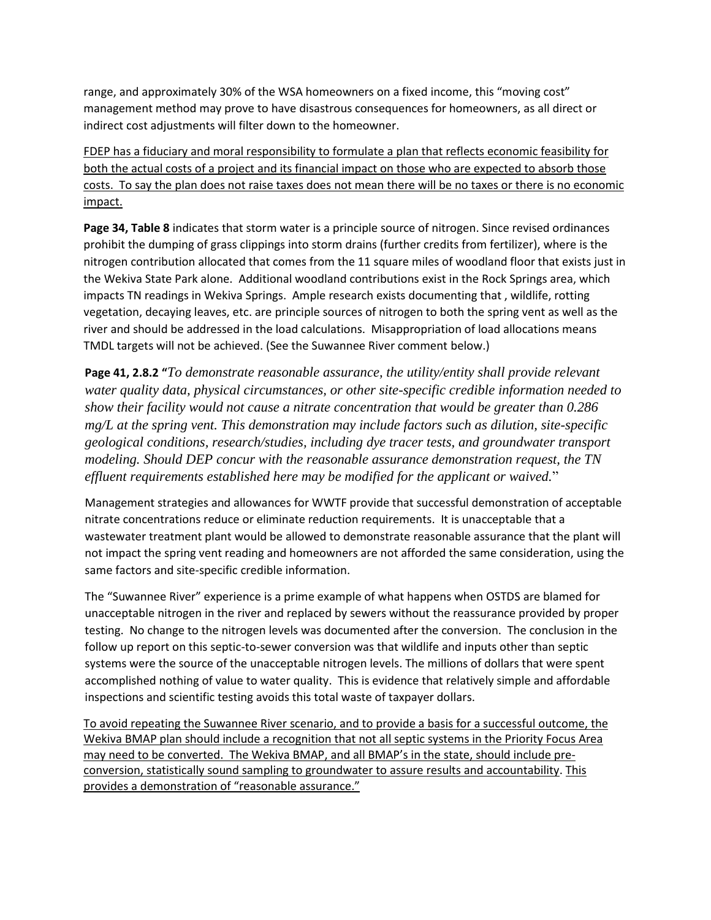range, and approximately 30% of the WSA homeowners on a fixed income, this "moving cost" management method may prove to have disastrous consequences for homeowners, as all direct or indirect cost adjustments will filter down to the homeowner.

<u>FDEP has a fiduciary and moral responsibility to formulate a plan that reflects economic feasibility for both the actual costs of a project and its financial impact on those who are expected to absorb those costs. To say the plan does not raise taxes does not mean there will be no taxes or there is no economic impact.</u>

**Page 34, Table 8** indicates that storm water is a principle source of nitrogen. Since revised ordinances prohibit the dumping of grass clippings into storm drains (further credits from fertilizer), where is the nitrogen contribution allocated that comes from the 11 square miles of woodland floor that exists just in the Wekiva State Park alone. Additional woodland contributions exist in the Rock Springs area, which impacts TN readings in Wekiva Springs. Ample research exists documenting that , wildlife, rotting vegetation, decaying leaves, etc. are principle sources of nitrogen to both the spring vent as well as the river and should be addressed in the load calculations. Misappropriation of load allocations means TMDL targets will not be achieved. (See the Suwannee River comment below.)

**Page 41, 2.8.2 "***To demonstrate reasonable assurance, the utility/entity shall provide relevant water quality data, physical circumstances, or other site-specific credible information needed to show their facility would not cause a nitrate concentration that would be greater than 0.286 mg/L at the spring vent. This demonstration may include factors such as dilution, site-specific geological conditions, research/studies, including dye tracer tests, and groundwater transport modeling. Should DEP concur with the reasonable assurance demonstration request, the TN effluent requirements established here may be modified for the applicant or waived.*"

Management strategies and allowances for WWTF provide that successful demonstration of acceptable nitrate concentrations reduce or eliminate reduction requirements. It is unacceptable that a wastewater treatment plant would be allowed to demonstrate reasonable assurance that the plant will not impact the spring vent reading and homeowners are not afforded the same consideration, using the same factors and site-specific credible information.

The "Suwannee River" experience is a prime example of what happens when OSTDS are blamed for unacceptable nitrogen in the river and replaced by sewers without the reassurance provided by proper testing. No change to the nitrogen levels was documented after the conversion. The conclusion in the follow up report on this septic-to-sewer conversion was that wildlife and inputs other than septic systems were the source of the unacceptable nitrogen levels. The millions of dollars that were spent accomplished nothing of value to water quality. This is evidence that relatively simple and affordable inspections and scientific testing avoids this total waste of taxpayer dollars.

<u>To avoid repeating the Suwannee River scenario, and to provide a basis for a successful outcome, the Wekiva BMAP plan should include a recognition that not all septic systems in the Priority Focus Area may need to be converted. The Wekiva BMAP, and all BMAP's in the state, should include pre-conversion, statistically sound sampling to groundwater to assure results and accountability. This provides a demonstration of "reasonable assurance."</u>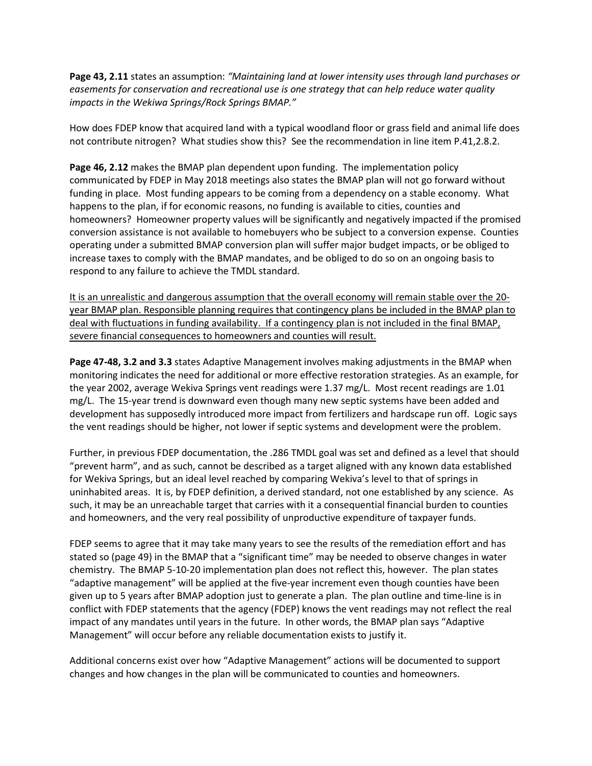**Page 43, 2.11** states an assumption: *"Maintaining land at lower intensity uses through land purchases or easements for conservation and recreational use is one strategy that can help reduce water quality impacts in the Wekiwa Springs/Rock Springs BMAP."*

How does FDEP know that acquired land with a typical woodland floor or grass field and animal life does not contribute nitrogen? What studies show this? See the recommendation in line item P.41,2.8.2.

**Page 46, 2.12** makes the BMAP plan dependent upon funding. The implementation policy communicated by FDEP in May 2018 meetings also states the BMAP plan will not go forward without funding in place. Most funding appears to be coming from a dependency on a stable economy. What happens to the plan, if for economic reasons, no funding is available to cities, counties and homeowners? Homeowner property values will be significantly and negatively impacted if the promised conversion assistance is not available to homebuyers who be subject to a conversion expense. Counties operating under a submitted BMAP conversion plan will suffer major budget impacts, or be obliged to increase taxes to comply with the BMAP mandates, and be obliged to do so on an ongoing basis to respond to any failure to achieve the TMDL standard.

<u>It is an unrealistic and dangerous assumption that the overall economy will remain stable over the 20-year BMAP plan. Responsible planning requires that contingency plans be included in the BMAP plan to deal with fluctuations in funding availability. If a contingency plan is not included in the final BMAP, severe financial consequences to homeowners and counties will result.</u>

**Page 47-48, 3.2 and 3.3** states Adaptive Management involves making adjustments in the BMAP when monitoring indicates the need for additional or more effective restoration strategies. As an example, for the year 2002, average Wekiva Springs vent readings were 1.37 mg/L. Most recent readings are 1.01 mg/L. The 15-year trend is downward even though many new septic systems have been added and development has supposedly introduced more impact from fertilizers and hardscape run off. Logic says the vent readings should be higher, not lower if septic systems and development were the problem.

Further, in previous FDEP documentation, the .286 TMDL goal was set and defined as a level that should "prevent harm", and as such, cannot be described as a target aligned with any known data established for Wekiva Springs, but an ideal level reached by comparing Wekiva's level to that of springs in uninhabited areas. It is, by FDEP definition, a derived standard, not one established by any science. As such, it may be an unreachable target that carries with it a consequential financial burden to counties and homeowners, and the very real possibility of unproductive expenditure of taxpayer funds.

FDEP seems to agree that it may take many years to see the results of the remediation effort and has stated so (page 49) in the BMAP that a "significant time" may be needed to observe changes in water chemistry. The BMAP 5-10-20 implementation plan does not reflect this, however. The plan states "adaptive management" will be applied at the five-year increment even though counties have been given up to 5 years after BMAP adoption just to generate a plan. The plan outline and time-line is in conflict with FDEP statements that the agency (FDEP) knows the vent readings may not reflect the real impact of any mandates until years in the future. In other words, the BMAP plan says "Adaptive Management" will occur before any reliable documentation exists to justify it.

Additional concerns exist over how "Adaptive Management" actions will be documented to support changes and how changes in the plan will be communicated to counties and homeowners.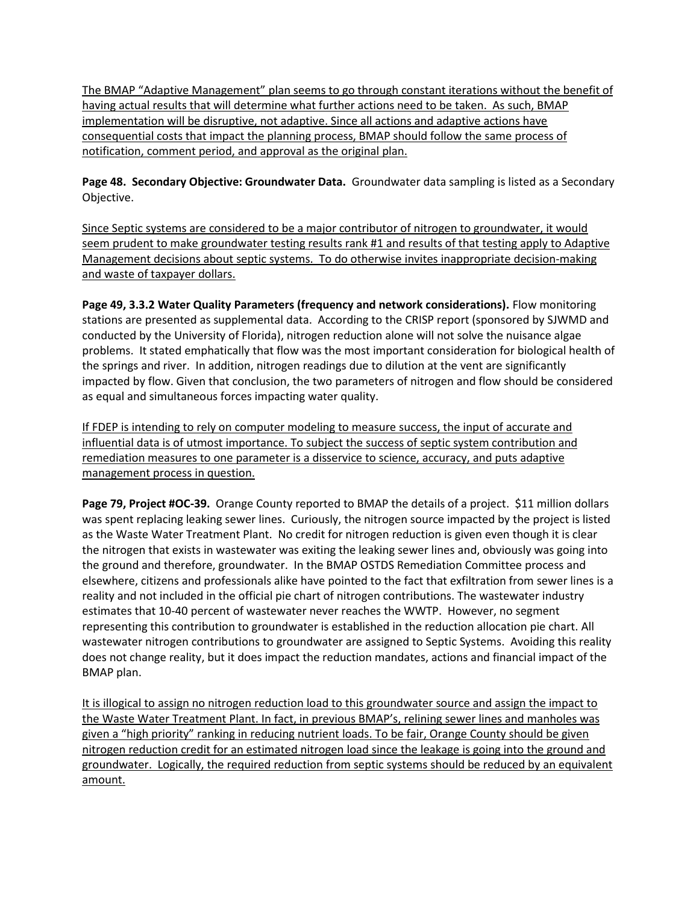<u>The BMAP "Adaptive Management" plan seems to go through constant iterations without the benefit of having actual results that will determine what further actions need to be taken. As such, BMAP implementation will be disruptive, not adaptive. Since all actions and adaptive actions have consequential costs that impact the planning process, BMAP should follow the same process of notification, comment period, and approval as the original plan.</u>

**Page 48. Secondary Objective: Groundwater Data.** Groundwater data sampling is listed as a Secondary Objective.

<u>Since Septic systems are considered to be a major contributor of nitrogen to groundwater, it would seem prudent to make groundwater testing results rank #1 and results of that testing apply to Adaptive Management decisions about septic systems. To do otherwise invites inappropriate decision-making and waste of taxpayer dollars.</u>

**Page 49, 3.3.2 Water Quality Parameters (frequency and network considerations).** Flow monitoring stations are presented as supplemental data. According to the CRISP report (sponsored by SJWMD and conducted by the University of Florida), nitrogen reduction alone will not solve the nuisance algae problems. It stated emphatically that flow was the most important consideration for biological health of the springs and river. In addition, nitrogen readings due to dilution at the vent are significantly impacted by flow. Given that conclusion, the two parameters of nitrogen and flow should be considered as equal and simultaneous forces impacting water quality.

<u>If FDEP is intending to rely on computer modeling to measure success, the input of accurate and influential data is of utmost importance. To subject the success of septic system contribution and remediation measures to one parameter is a disservice to science, accuracy, and puts adaptive management process in question.</u>

**Page 79, Project #OC-39.** Orange County reported to BMAP the details of a project. $11 million dollars was spent replacing leaking sewer lines. Curiously, the nitrogen source impacted by the project is listed as the Waste Water Treatment Plant. No credit for nitrogen reduction is given even though it is clear the nitrogen that exists in wastewater was exiting the leaking sewer lines and, obviously was going into the ground and therefore, groundwater. In the BMAP OSTDS Remediation Committee process and elsewhere, citizens and professionals alike have pointed to the fact that exfiltration from sewer lines is a reality and not included in the official pie chart of nitrogen contributions. The wastewater industry estimates that 10-40 percent of wastewater never reaches the WWTP. However, no segment representing this contribution to groundwater is established in the reduction allocation pie chart. All wastewater nitrogen contributions to groundwater are assigned to Septic Systems. Avoiding this reality does not change reality, but it does impact the reduction mandates, actions and financial impact of the BMAP plan.

<u>It is illogical to assign no nitrogen reduction load to this groundwater source and assign the impact to the Waste Water Treatment Plant. In fact, in previous BMAP's, relining sewer lines and manholes was given a "high priority" ranking in reducing nutrient loads. To be fair, Orange County should be given nitrogen reduction credit for an estimated nitrogen load since the leakage is going into the ground and groundwater. Logically, the required reduction from septic systems should be reduced by an equivalent amount.</u>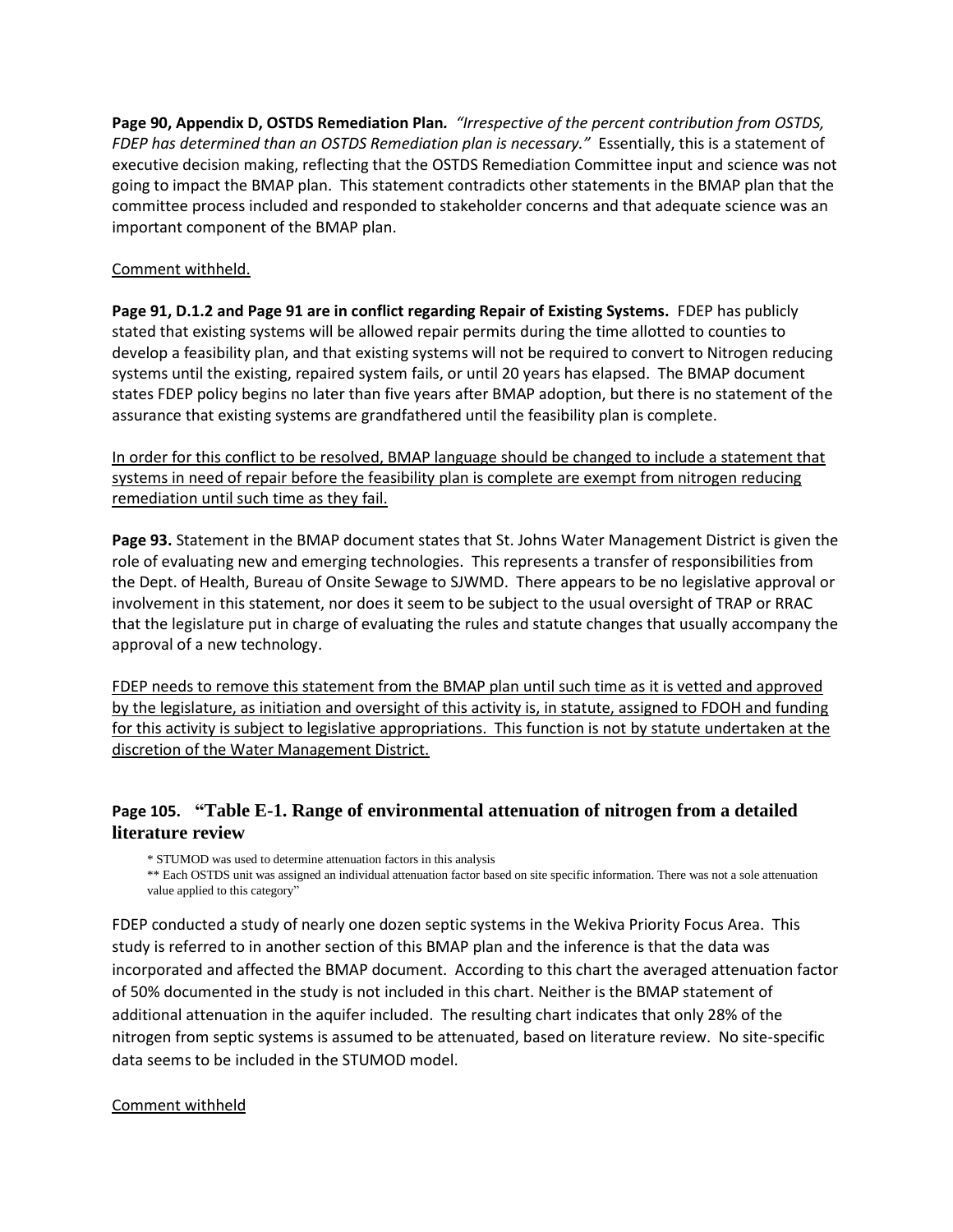**Page 90, Appendix D, OSTDS Remediation Plan.** *"Irrespective of the percent contribution from OSTDS, FDEP has determined than an OSTDS Remediation plan is necessary."* Essentially, this is a statement of executive decision making, reflecting that the OSTDS Remediation Committee input and science was not going to impact the BMAP plan. This statement contradicts other statements in the BMAP plan that the committee process included and responded to stakeholder concerns and that adequate science was an important component of the BMAP plan.

<u>Comment withheld.</u>

**Page 91, D.1.2 and Page 91 are in conflict regarding Repair of Existing Systems.** FDEP has publicly stated that existing systems will be allowed repair permits during the time allotted to counties to develop a feasibility plan, and that existing systems will not be required to convert to Nitrogen reducing systems until the existing, repaired system fails, or until 20 years has elapsed. The BMAP document states FDEP policy begins no later than five years after BMAP adoption, but there is no statement of the assurance that existing systems are grandfathered until the feasibility plan is complete.

<u>In order for this conflict to be resolved, BMAP language should be changed to include a statement that systems in need of repair before the feasibility plan is complete are exempt from nitrogen reducing remediation until such time as they fail.</u>

**Page 93.** Statement in the BMAP document states that St. Johns Water Management District is given the role of evaluating new and emerging technologies. This represents a transfer of responsibilities from the Dept. of Health, Bureau of Onsite Sewage to SJWMD. There appears to be no legislative approval or involvement in this statement, nor does it seem to be subject to the usual oversight of TRAP or RRAC that the legislature put in charge of evaluating the rules and statute changes that usually accompany the approval of a new technology.

<u>FDEP needs to remove this statement from the BMAP plan until such time as it is vetted and approved by the legislature, as initiation and oversight of this activity is, in statute, assigned to FDOH and funding for this activity is subject to legislative appropriations. This function is not by statute undertaken at the discretion of the Water Management District.</u>

## Page 105. "Table E-1. Range of environmental attenuation of nitrogen from a detailed literature review

\* STUMOD was used to determine attenuation factors in this analysis

\*\* Each OSTDS unit was assigned an individual attenuation factor based on site specific information. There was not a sole attenuation value applied to this category"

FDEP conducted a study of nearly one dozen septic systems in the Wekiva Priority Focus Area. This study is referred to in another section of this BMAP plan and the inference is that the data was incorporated and affected the BMAP document. According to this chart the averaged attenuation factor of 50% documented in the study is not included in this chart. Neither is the BMAP statement of additional attenuation in the aquifer included. The resulting chart indicates that only 28% of the nitrogen from septic systems is assumed to be attenuated, based on literature review. No site-specific data seems to be included in the STUMOD model.

<u>Comment withheld</u>